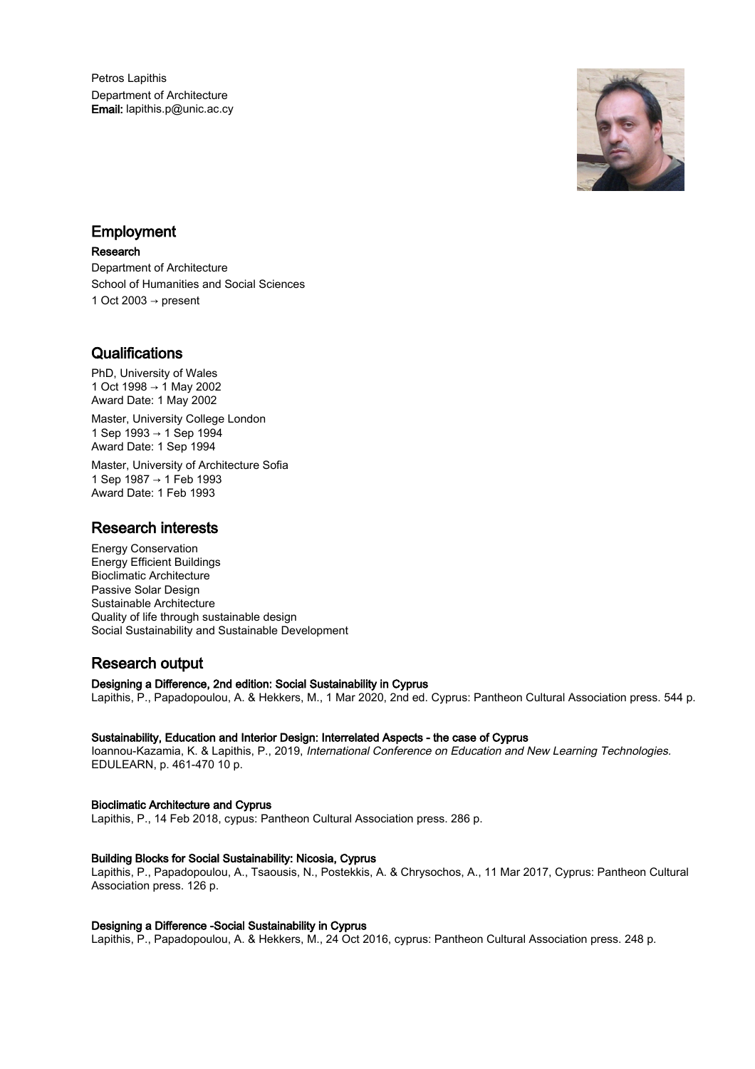Petros Lapithis
Department of Architecture
**Email:** lapithis.p@unic.ac.cy

## Employment

**Research**
Department of Architecture
School of Humanities and Social Sciences
1 Oct 2003 → present

## Qualifications

PhD, University of Wales
1 Oct 1998 → 1 May 2002
Award Date: 1 May 2002

Master, University College London
1 Sep 1993 → 1 Sep 1994
Award Date: 1 Sep 1994

Master, University of Architecture Sofia
1 Sep 1987 → 1 Feb 1993
Award Date: 1 Feb 1993

## Research interests

Energy Conservation
Energy Efficient Buildings
Bioclimatic Architecture
Passive Solar Design
Sustainable Architecture
Quality of life through sustainable design
Social Sustainability and Sustainable Development

## Research output

**Designing a Difference, 2nd edition: Social Sustainability in Cyprus**
Lapithis, P., Papadopoulou, A. & Hekkers, M., 1 Mar 2020, 2nd ed. Cyprus: Pantheon Cultural Association press. 544 p.

**Sustainability, Education and Interior Design: Interrelated Aspects - the case of Cyprus**
Ioannou-Kazamia, K. & Lapithis, P., 2019, *International Conference on Education and New Learning Technologies.* EDULEARN, p. 461-470 10 p.

**Bioclimatic Architecture and Cyprus**
Lapithis, P., 14 Feb 2018, cypus: Pantheon Cultural Association press. 286 p.

**Building Blocks for Social Sustainability: Nicosia, Cyprus**
Lapithis, P., Papadopoulou, A., Tsaousis, N., Postekkis, A. & Chrysochos, A., 11 Mar 2017, Cyprus: Pantheon Cultural Association press. 126 p.

**Designing a Difference -Social Sustainability in Cyprus**
Lapithis, P., Papadopoulou, A. & Hekkers, M., 24 Oct 2016, cyprus: Pantheon Cultural Association press. 248 p.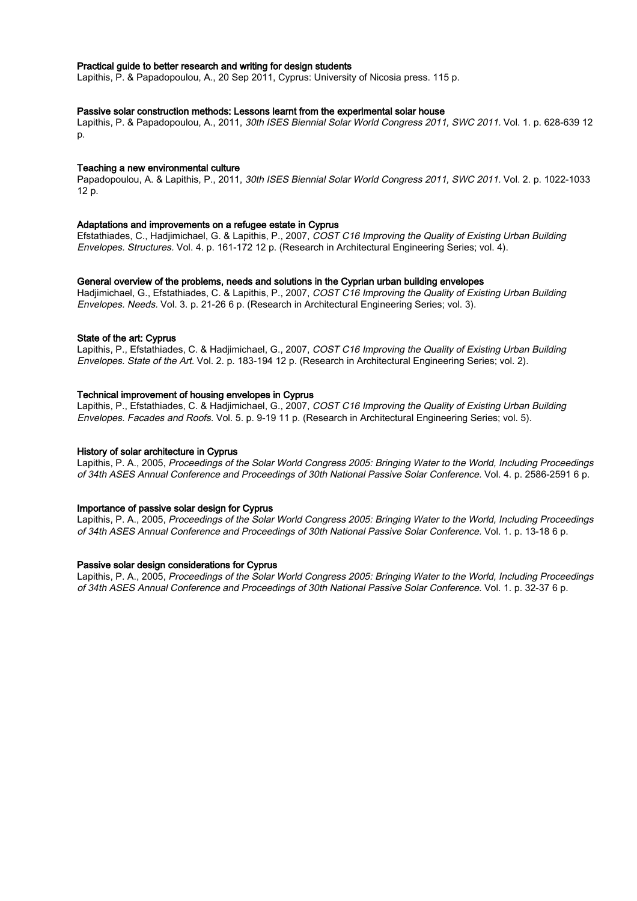**Practical guide to better research and writing for design students**

Lapithis, P. & Papadopoulou, A., 20 Sep 2011, Cyprus: University of Nicosia press. 115 p.

**Passive solar construction methods: Lessons learnt from the experimental solar house**

Lapithis, P. & Papadopoulou, A., 2011, *30th ISES Biennial Solar World Congress 2011, SWC 2011.* Vol. 1. p. 628-639 12 p.

**Teaching a new environmental culture**

Papadopoulou, A. & Lapithis, P., 2011, *30th ISES Biennial Solar World Congress 2011, SWC 2011.* Vol. 2. p. 1022-1033 12 p.

**Adaptations and improvements on a refugee estate in Cyprus**

Efstathiades, C., Hadjimichael, G. & Lapithis, P., 2007, *COST C16 Improving the Quality of Existing Urban Building Envelopes. Structures.* Vol. 4. p. 161-172 12 p. (Research in Architectural Engineering Series; vol. 4).

**General overview of the problems, needs and solutions in the Cyprian urban building envelopes**

Hadjimichael, G., Efstathiades, C. & Lapithis, P., 2007, *COST C16 Improving the Quality of Existing Urban Building Envelopes. Needs.* Vol. 3. p. 21-26 6 p. (Research in Architectural Engineering Series; vol. 3).

**State of the art: Cyprus**

Lapithis, P., Efstathiades, C. & Hadjimichael, G., 2007, *COST C16 Improving the Quality of Existing Urban Building Envelopes. State of the Art.* Vol. 2. p. 183-194 12 p. (Research in Architectural Engineering Series; vol. 2).

**Technical improvement of housing envelopes in Cyprus**

Lapithis, P., Efstathiades, C. & Hadjimichael, G., 2007, *COST C16 Improving the Quality of Existing Urban Building Envelopes. Facades and Roofs.* Vol. 5. p. 9-19 11 p. (Research in Architectural Engineering Series; vol. 5).

**History of solar architecture in Cyprus**

Lapithis, P. A., 2005, *Proceedings of the Solar World Congress 2005: Bringing Water to the World, Including Proceedings of 34th ASES Annual Conference and Proceedings of 30th National Passive Solar Conference.* Vol. 4. p. 2586-2591 6 p.

**Importance of passive solar design for Cyprus**

Lapithis, P. A., 2005, *Proceedings of the Solar World Congress 2005: Bringing Water to the World, Including Proceedings of 34th ASES Annual Conference and Proceedings of 30th National Passive Solar Conference.* Vol. 1. p. 13-18 6 p.

**Passive solar design considerations for Cyprus**

Lapithis, P. A., 2005, *Proceedings of the Solar World Congress 2005: Bringing Water to the World, Including Proceedings of 34th ASES Annual Conference and Proceedings of 30th National Passive Solar Conference.* Vol. 1. p. 32-37 6 p.